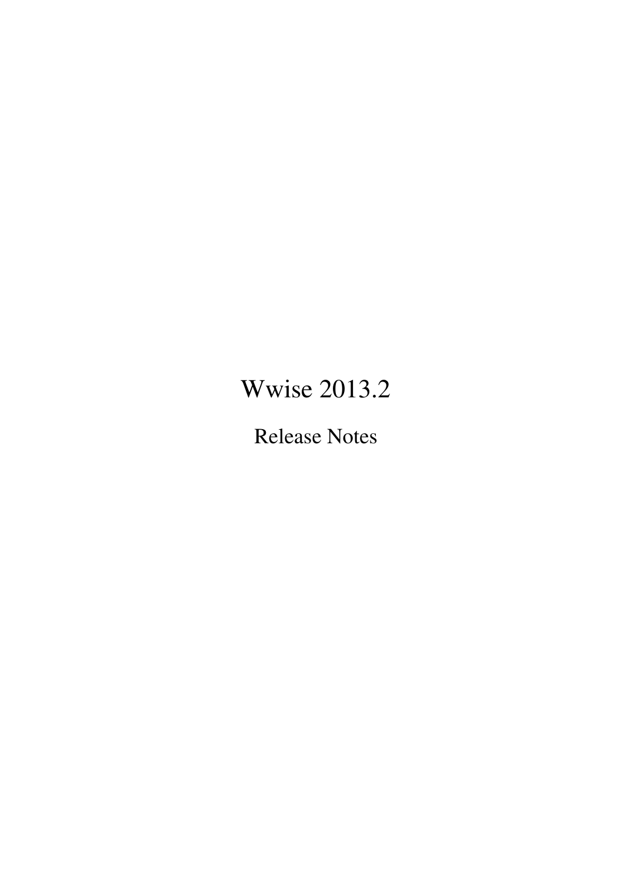# Wwise 2013.2

Release Notes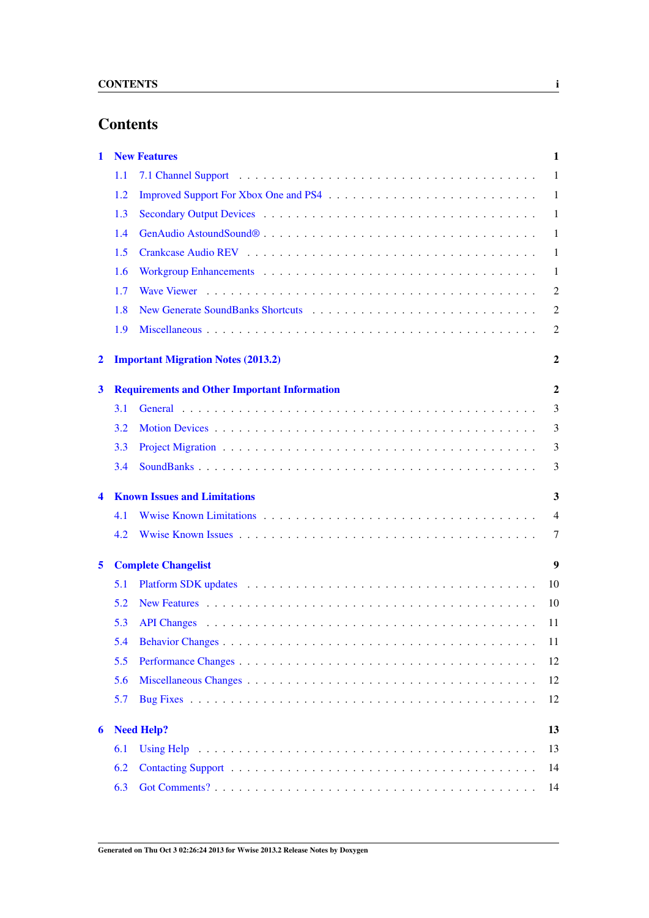# Contents

- **1 New Features** — 1
  - 1.1 7.1 Channel Support — 1
  - 1.2 Improved Support For Xbox One and PS4 — 1
  - 1.3 Secondary Output Devices — 1
  - 1.4 GenAudio AstoundSound® — 1
  - 1.5 Crankcase Audio REV — 1
  - 1.6 Workgroup Enhancements — 1
  - 1.7 Wave Viewer — 2
  - 1.8 New Generate SoundBanks Shortcuts — 2
  - 1.9 Miscellaneous — 2
- **2 Important Migration Notes (2013.2)** — 2
- **3 Requirements and Other Important Information** — 2
  - 3.1 General — 3
  - 3.2 Motion Devices — 3
  - 3.3 Project Migration — 3
  - 3.4 SoundBanks — 3
- **4 Known Issues and Limitations** — 3
  - 4.1 Wwise Known Limitations — 4
  - 4.2 Wwise Known Issues — 7
- **5 Complete Changelist** — 9
  - 5.1 Platform SDK updates — 10
  - 5.2 New Features — 10
  - 5.3 API Changes — 11
  - 5.4 Behavior Changes — 11
  - 5.5 Performance Changes — 12
  - 5.6 Miscellaneous Changes — 12
  - 5.7 Bug Fixes — 12
- **6 Need Help?** — 13
  - 6.1 Using Help — 13
  - 6.2 Contacting Support — 14
  - 6.3 Got Comments? — 14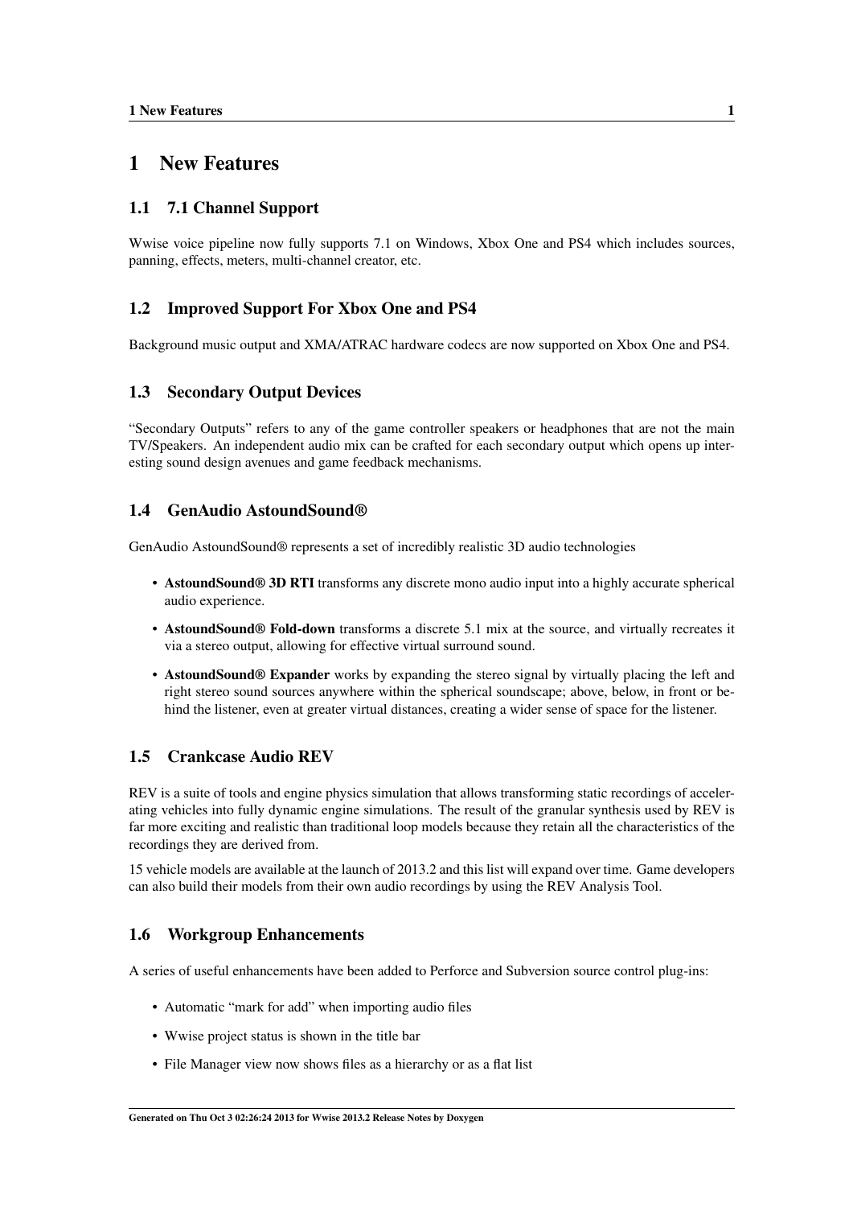# 1 New Features

## 1.1 7.1 Channel Support

Wwise voice pipeline now fully supports 7.1 on Windows, Xbox One and PS4 which includes sources, panning, effects, meters, multi-channel creator, etc.

## 1.2 Improved Support For Xbox One and PS4

Background music output and XMA/ATRAC hardware codecs are now supported on Xbox One and PS4.

## 1.3 Secondary Output Devices

"Secondary Outputs" refers to any of the game controller speakers or headphones that are not the main TV/Speakers. An independent audio mix can be crafted for each secondary output which opens up interesting sound design avenues and game feedback mechanisms.

## 1.4 GenAudio AstoundSound®

GenAudio AstoundSound® represents a set of incredibly realistic 3D audio technologies

- **AstoundSound® 3D RTI** transforms any discrete mono audio input into a highly accurate spherical audio experience.
- **AstoundSound® Fold-down** transforms a discrete 5.1 mix at the source, and virtually recreates it via a stereo output, allowing for effective virtual surround sound.
- **AstoundSound® Expander** works by expanding the stereo signal by virtually placing the left and right stereo sound sources anywhere within the spherical soundscape; above, below, in front or behind the listener, even at greater virtual distances, creating a wider sense of space for the listener.

## 1.5 Crankcase Audio REV

REV is a suite of tools and engine physics simulation that allows transforming static recordings of accelerating vehicles into fully dynamic engine simulations. The result of the granular synthesis used by REV is far more exciting and realistic than traditional loop models because they retain all the characteristics of the recordings they are derived from.

15 vehicle models are available at the launch of 2013.2 and this list will expand over time. Game developers can also build their models from their own audio recordings by using the REV Analysis Tool.

## 1.6 Workgroup Enhancements

A series of useful enhancements have been added to Perforce and Subversion source control plug-ins:

- Automatic "mark for add" when importing audio files
- Wwise project status is shown in the title bar
- File Manager view now shows files as a hierarchy or as a flat list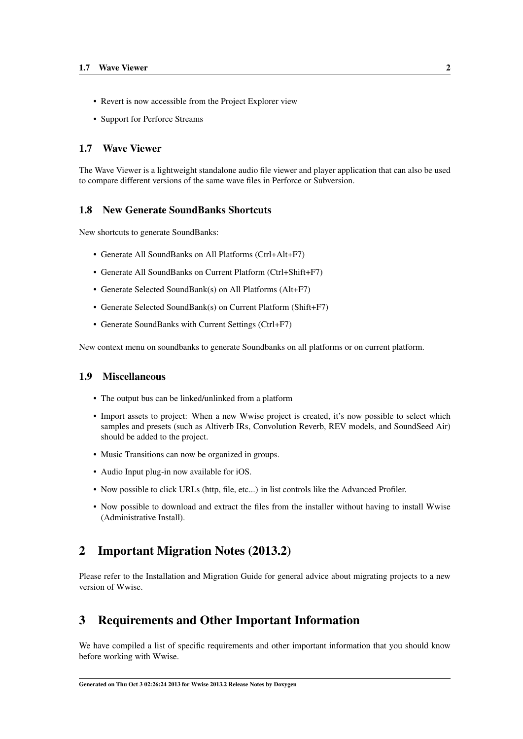- Revert is now accessible from the Project Explorer view
- Support for Perforce Streams

### 1.7 Wave Viewer

The Wave Viewer is a lightweight standalone audio file viewer and player application that can also be used to compare different versions of the same wave files in Perforce or Subversion.

### 1.8 New Generate SoundBanks Shortcuts

New shortcuts to generate SoundBanks:

- Generate All SoundBanks on All Platforms (Ctrl+Alt+F7)
- Generate All SoundBanks on Current Platform (Ctrl+Shift+F7)
- Generate Selected SoundBank(s) on All Platforms (Alt+F7)
- Generate Selected SoundBank(s) on Current Platform (Shift+F7)
- Generate SoundBanks with Current Settings (Ctrl+F7)

New context menu on soundbanks to generate Soundbanks on all platforms or on current platform.

### 1.9 Miscellaneous

- The output bus can be linked/unlinked from a platform
- Import assets to project: When a new Wwise project is created, it's now possible to select which samples and presets (such as Altiverb IRs, Convolution Reverb, REV models, and SoundSeed Air) should be added to the project.
- Music Transitions can now be organized in groups.
- Audio Input plug-in now available for iOS.
- Now possible to click URLs (http, file, etc...) in list controls like the Advanced Profiler.
- Now possible to download and extract the files from the installer without having to install Wwise (Administrative Install).

## 2 Important Migration Notes (2013.2)

Please refer to the Installation and Migration Guide for general advice about migrating projects to a new version of Wwise.

## 3 Requirements and Other Important Information

We have compiled a list of specific requirements and other important information that you should know before working with Wwise.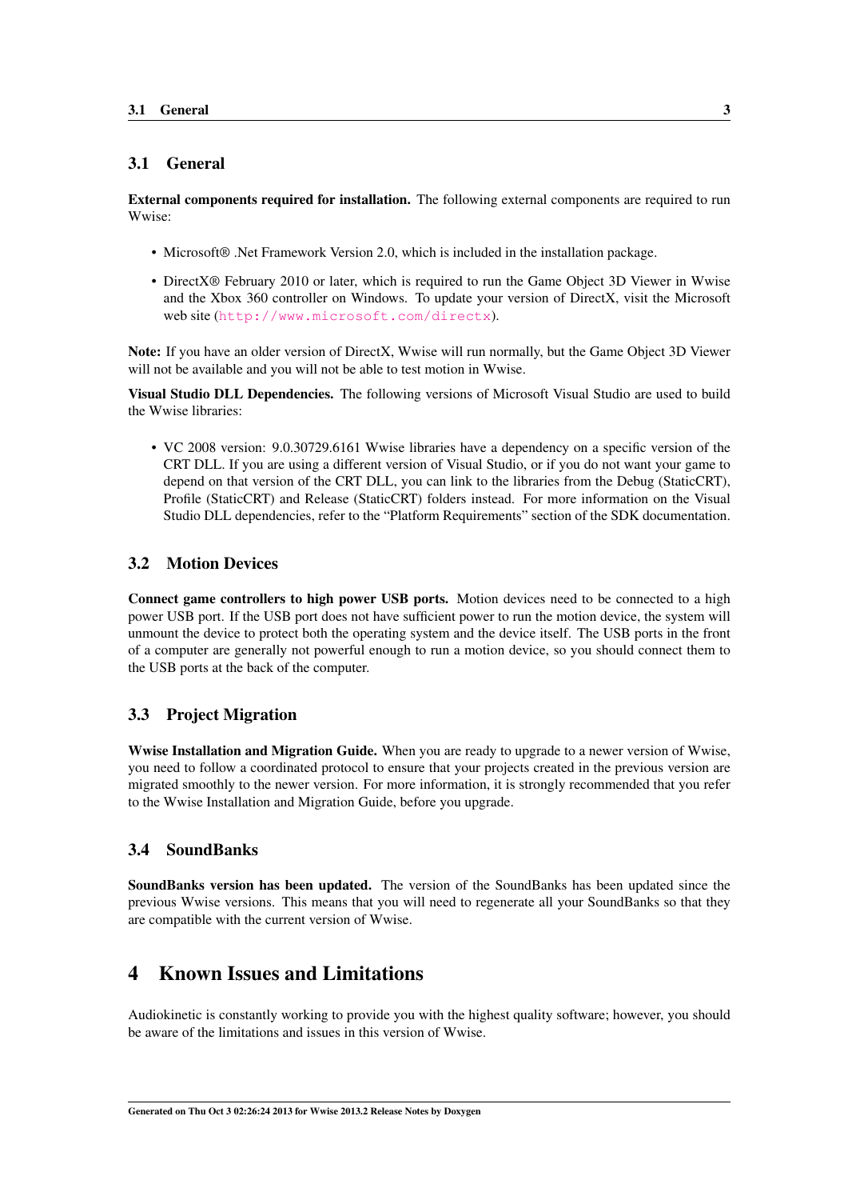## 3.1 General

**External components required for installation.** The following external components are required to run Wwise:

- Microsoft® .Net Framework Version 2.0, which is included in the installation package.
- DirectX® February 2010 or later, which is required to run the Game Object 3D Viewer in Wwise and the Xbox 360 controller on Windows. To update your version of DirectX, visit the Microsoft web site (http://www.microsoft.com/directx).

**Note:** If you have an older version of DirectX, Wwise will run normally, but the Game Object 3D Viewer will not be available and you will not be able to test motion in Wwise.

**Visual Studio DLL Dependencies.** The following versions of Microsoft Visual Studio are used to build the Wwise libraries:

- VC 2008 version: 9.0.30729.6161 Wwise libraries have a dependency on a specific version of the CRT DLL. If you are using a different version of Visual Studio, or if you do not want your game to depend on that version of the CRT DLL, you can link to the libraries from the Debug (StaticCRT), Profile (StaticCRT) and Release (StaticCRT) folders instead. For more information on the Visual Studio DLL dependencies, refer to the "Platform Requirements" section of the SDK documentation.

## 3.2 Motion Devices

**Connect game controllers to high power USB ports.** Motion devices need to be connected to a high power USB port. If the USB port does not have sufficient power to run the motion device, the system will unmount the device to protect both the operating system and the device itself. The USB ports in the front of a computer are generally not powerful enough to run a motion device, so you should connect them to the USB ports at the back of the computer.

## 3.3 Project Migration

**Wwise Installation and Migration Guide.** When you are ready to upgrade to a newer version of Wwise, you need to follow a coordinated protocol to ensure that your projects created in the previous version are migrated smoothly to the newer version. For more information, it is strongly recommended that you refer to the Wwise Installation and Migration Guide, before you upgrade.

## 3.4 SoundBanks

**SoundBanks version has been updated.** The version of the SoundBanks has been updated since the previous Wwise versions. This means that you will need to regenerate all your SoundBanks so that they are compatible with the current version of Wwise.

# 4 Known Issues and Limitations

Audiokinetic is constantly working to provide you with the highest quality software; however, you should be aware of the limitations and issues in this version of Wwise.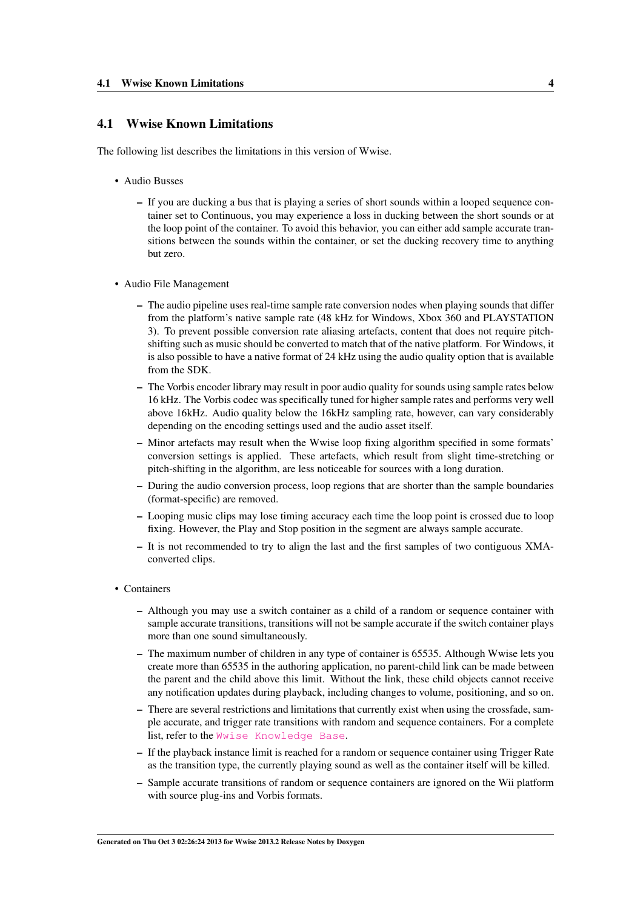## 4.1 Wwise Known Limitations

The following list describes the limitations in this version of Wwise.

- Audio Busses
  - If you are ducking a bus that is playing a series of short sounds within a looped sequence container set to Continuous, you may experience a loss in ducking between the short sounds or at the loop point of the container. To avoid this behavior, you can either add sample accurate transitions between the sounds within the container, or set the ducking recovery time to anything but zero.

- Audio File Management
  - The audio pipeline uses real-time sample rate conversion nodes when playing sounds that differ from the platform's native sample rate (48 kHz for Windows, Xbox 360 and PLAYSTATION 3). To prevent possible conversion rate aliasing artefacts, content that does not require pitch-shifting such as music should be converted to match that of the native platform. For Windows, it is also possible to have a native format of 24 kHz using the audio quality option that is available from the SDK.
  - The Vorbis encoder library may result in poor audio quality for sounds using sample rates below 16 kHz. The Vorbis codec was specifically tuned for higher sample rates and performs very well above 16kHz. Audio quality below the 16kHz sampling rate, however, can vary considerably depending on the encoding settings used and the audio asset itself.
  - Minor artefacts may result when the Wwise loop fixing algorithm specified in some formats' conversion settings is applied. These artefacts, which result from slight time-stretching or pitch-shifting in the algorithm, are less noticeable for sources with a long duration.
  - During the audio conversion process, loop regions that are shorter than the sample boundaries (format-specific) are removed.
  - Looping music clips may lose timing accuracy each time the loop point is crossed due to loop fixing. However, the Play and Stop position in the segment are always sample accurate.
  - It is not recommended to try to align the last and the first samples of two contiguous XMA-converted clips.

- Containers
  - Although you may use a switch container as a child of a random or sequence container with sample accurate transitions, transitions will not be sample accurate if the switch container plays more than one sound simultaneously.
  - The maximum number of children in any type of container is 65535. Although Wwise lets you create more than 65535 in the authoring application, no parent-child link can be made between the parent and the child above this limit. Without the link, these child objects cannot receive any notification updates during playback, including changes to volume, positioning, and so on.
  - There are several restrictions and limitations that currently exist when using the crossfade, sample accurate, and trigger rate transitions with random and sequence containers. For a complete list, refer to the Wwise Knowledge Base.
  - If the playback instance limit is reached for a random or sequence container using Trigger Rate as the transition type, the currently playing sound as well as the container itself will be killed.
  - Sample accurate transitions of random or sequence containers are ignored on the Wii platform with source plug-ins and Vorbis formats.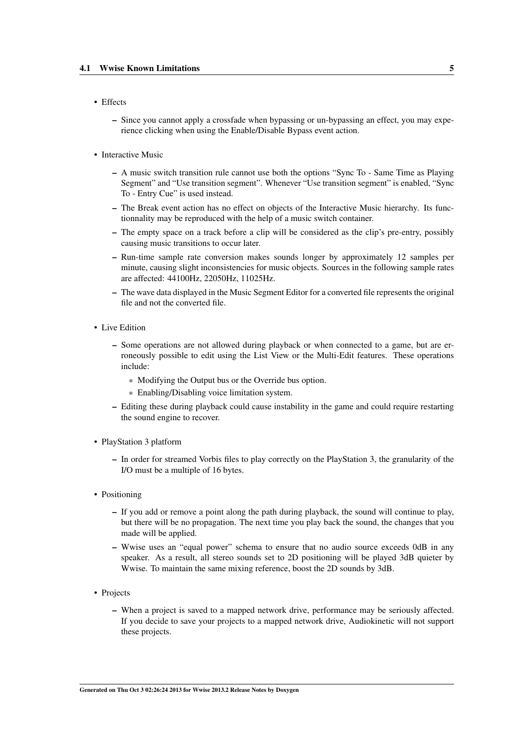- Effects
  - Since you cannot apply a crossfade when bypassing or un-bypassing an effect, you may experience clicking when using the Enable/Disable Bypass event action.
- Interactive Music
  - A music switch transition rule cannot use both the options “Sync To - Same Time as Playing Segment” and “Use transition segment”. Whenever “Use transition segment” is enabled, “Sync To - Entry Cue” is used instead.
  - The Break event action has no effect on objects of the Interactive Music hierarchy. Its functionnality may be reproduced with the help of a music switch container.
  - The empty space on a track before a clip will be considered as the clip’s pre-entry, possibly causing music transitions to occur later.
  - Run-time sample rate conversion makes sounds longer by approximately 12 samples per minute, causing slight inconsistencies for music objects. Sources in the following sample rates are affected: 44100Hz, 22050Hz, 11025Hz.
  - The wave data displayed in the Music Segment Editor for a converted file represents the original file and not the converted file.
- Live Edition
  - Some operations are not allowed during playback or when connected to a game, but are erroneously possible to edit using the List View or the Multi-Edit features. These operations include:
    - Modifying the Output bus or the Override bus option.
    - Enabling/Disabling voice limitation system.
  - Editing these during playback could cause instability in the game and could require restarting the sound engine to recover.
- PlayStation 3 platform
  - In order for streamed Vorbis files to play correctly on the PlayStation 3, the granularity of the I/O must be a multiple of 16 bytes.
- Positioning
  - If you add or remove a point along the path during playback, the sound will continue to play, but there will be no propagation. The next time you play back the sound, the changes that you made will be applied.
  - Wwise uses an “equal power” schema to ensure that no audio source exceeds 0dB in any speaker. As a result, all stereo sounds set to 2D positioning will be played 3dB quieter by Wwise. To maintain the same mixing reference, boost the 2D sounds by 3dB.
- Projects
  - When a project is saved to a mapped network drive, performance may be seriously affected. If you decide to save your projects to a mapped network drive, Audiokinetic will not support these projects.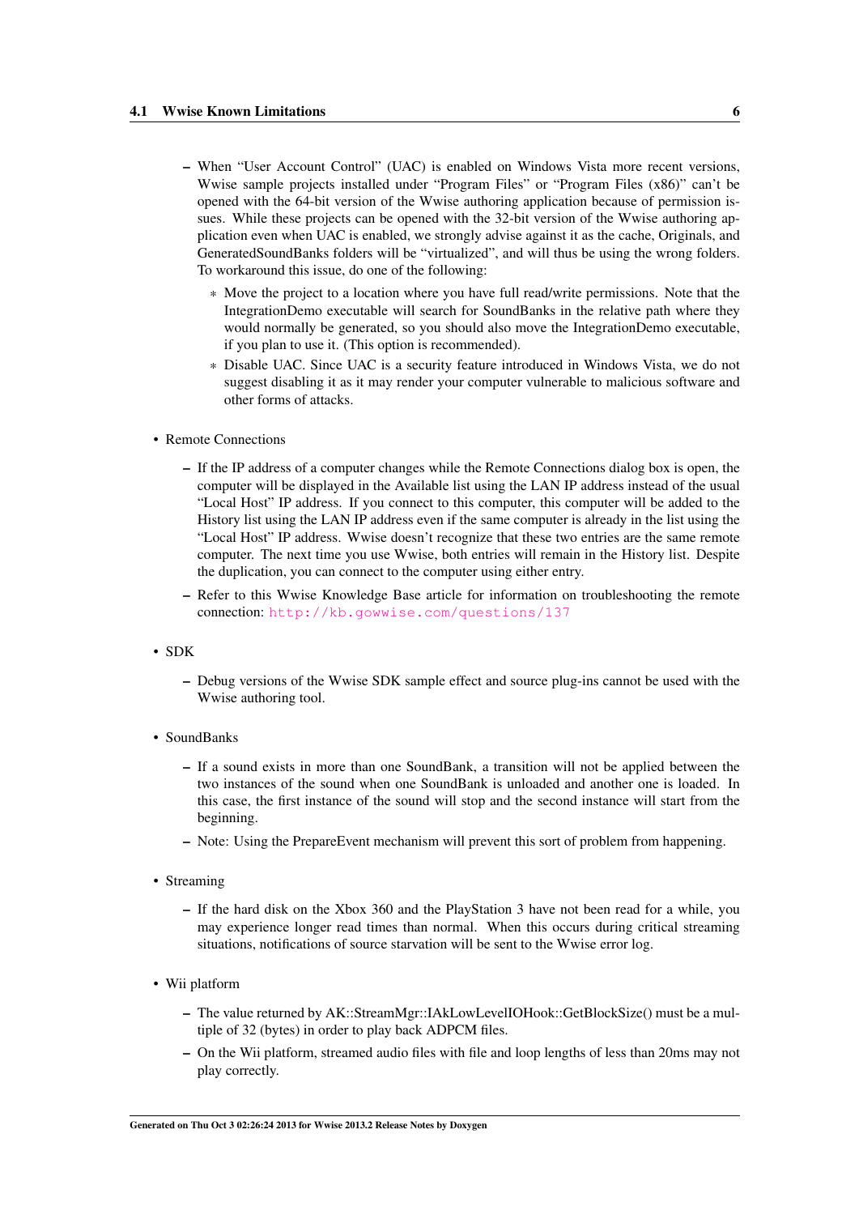- When "User Account Control" (UAC) is enabled on Windows Vista more recent versions, Wwise sample projects installed under "Program Files" or "Program Files (x86)" can't be opened with the 64-bit version of the Wwise authoring application because of permission issues. While these projects can be opened with the 32-bit version of the Wwise authoring application even when UAC is enabled, we strongly advise against it as the cache, Originals, and GeneratedSoundBanks folders will be "virtualized", and will thus be using the wrong folders. To workaround this issue, do one of the following:
    - Move the project to a location where you have full read/write permissions. Note that the IntegrationDemo executable will search for SoundBanks in the relative path where they would normally be generated, so you should also move the IntegrationDemo executable, if you plan to use it. (This option is recommended).
    - Disable UAC. Since UAC is a security feature introduced in Windows Vista, we do not suggest disabling it as it may render your computer vulnerable to malicious software and other forms of attacks.

- Remote Connections
  - If the IP address of a computer changes while the Remote Connections dialog box is open, the computer will be displayed in the Available list using the LAN IP address instead of the usual "Local Host" IP address. If you connect to this computer, this computer will be added to the History list using the LAN IP address even if the same computer is already in the list using the "Local Host" IP address. Wwise doesn't recognize that these two entries are the same remote computer. The next time you use Wwise, both entries will remain in the History list. Despite the duplication, you can connect to the computer using either entry.
  - Refer to this Wwise Knowledge Base article for information on troubleshooting the remote connection: http://kb.gowwise.com/questions/137

- SDK
  - Debug versions of the Wwise SDK sample effect and source plug-ins cannot be used with the Wwise authoring tool.

- SoundBanks
  - If a sound exists in more than one SoundBank, a transition will not be applied between the two instances of the sound when one SoundBank is unloaded and another one is loaded. In this case, the first instance of the sound will stop and the second instance will start from the beginning.
  - Note: Using the PrepareEvent mechanism will prevent this sort of problem from happening.

- Streaming
  - If the hard disk on the Xbox 360 and the PlayStation 3 have not been read for a while, you may experience longer read times than normal. When this occurs during critical streaming situations, notifications of source starvation will be sent to the Wwise error log.

- Wii platform
  - The value returned by AK::StreamMgr::IAkLowLevelIOHook::GetBlockSize() must be a multiple of 32 (bytes) in order to play back ADPCM files.
  - On the Wii platform, streamed audio files with file and loop lengths of less than 20ms may not play correctly.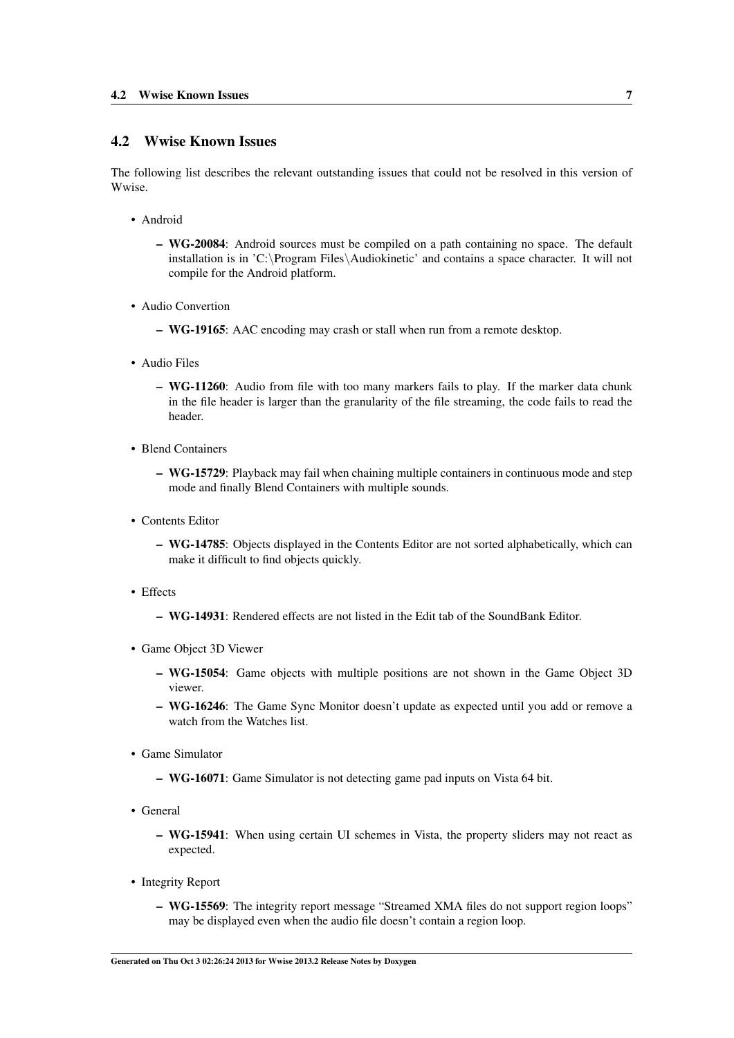## 4.2 Wwise Known Issues

The following list describes the relevant outstanding issues that could not be resolved in this version of Wwise.

- Android
  - **WG-20084**: Android sources must be compiled on a path containing no space. The default installation is in 'C:\Program Files\Audiokinetic' and contains a space character. It will not compile for the Android platform.
- Audio Convertion
  - **WG-19165**: AAC encoding may crash or stall when run from a remote desktop.
- Audio Files
  - **WG-11260**: Audio from file with too many markers fails to play. If the marker data chunk in the file header is larger than the granularity of the file streaming, the code fails to read the header.
- Blend Containers
  - **WG-15729**: Playback may fail when chaining multiple containers in continuous mode and step mode and finally Blend Containers with multiple sounds.
- Contents Editor
  - **WG-14785**: Objects displayed in the Contents Editor are not sorted alphabetically, which can make it difficult to find objects quickly.
- Effects
  - **WG-14931**: Rendered effects are not listed in the Edit tab of the SoundBank Editor.
- Game Object 3D Viewer
  - **WG-15054**: Game objects with multiple positions are not shown in the Game Object 3D viewer.
  - **WG-16246**: The Game Sync Monitor doesn't update as expected until you add or remove a watch from the Watches list.
- Game Simulator
  - **WG-16071**: Game Simulator is not detecting game pad inputs on Vista 64 bit.
- General
  - **WG-15941**: When using certain UI schemes in Vista, the property sliders may not react as expected.
- Integrity Report
  - **WG-15569**: The integrity report message "Streamed XMA files do not support region loops" may be displayed even when the audio file doesn't contain a region loop.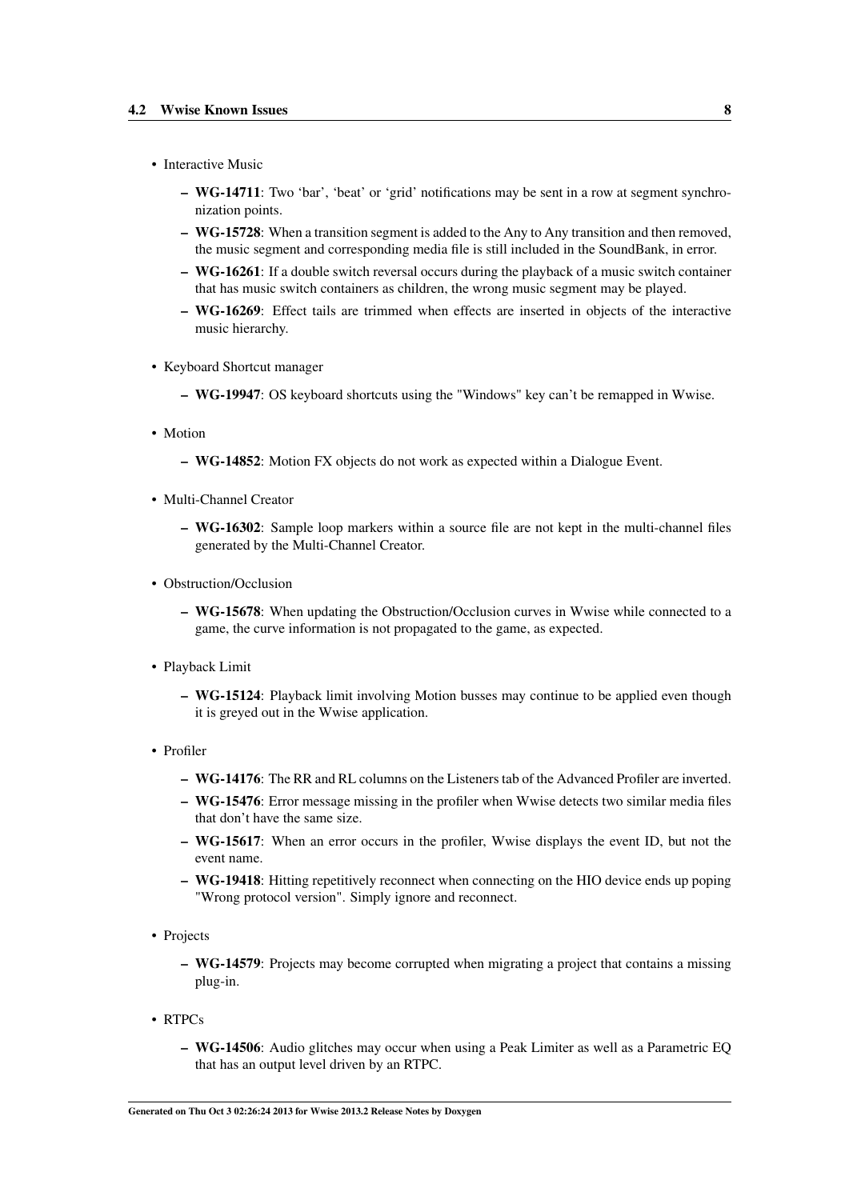- Interactive Music
  - **WG-14711**: Two 'bar', 'beat' or 'grid' notifications may be sent in a row at segment synchronization points.
  - **WG-15728**: When a transition segment is added to the Any to Any transition and then removed, the music segment and corresponding media file is still included in the SoundBank, in error.
  - **WG-16261**: If a double switch reversal occurs during the playback of a music switch container that has music switch containers as children, the wrong music segment may be played.
  - **WG-16269**: Effect tails are trimmed when effects are inserted in objects of the interactive music hierarchy.
- Keyboard Shortcut manager
  - **WG-19947**: OS keyboard shortcuts using the "Windows" key can't be remapped in Wwise.
- Motion
  - **WG-14852**: Motion FX objects do not work as expected within a Dialogue Event.
- Multi-Channel Creator
  - **WG-16302**: Sample loop markers within a source file are not kept in the multi-channel files generated by the Multi-Channel Creator.
- Obstruction/Occlusion
  - **WG-15678**: When updating the Obstruction/Occlusion curves in Wwise while connected to a game, the curve information is not propagated to the game, as expected.
- Playback Limit
  - **WG-15124**: Playback limit involving Motion busses may continue to be applied even though it is greyed out in the Wwise application.
- Profiler
  - **WG-14176**: The RR and RL columns on the Listeners tab of the Advanced Profiler are inverted.
  - **WG-15476**: Error message missing in the profiler when Wwise detects two similar media files that don't have the same size.
  - **WG-15617**: When an error occurs in the profiler, Wwise displays the event ID, but not the event name.
  - **WG-19418**: Hitting repetitively reconnect when connecting on the HIO device ends up poping "Wrong protocol version". Simply ignore and reconnect.
- Projects
  - **WG-14579**: Projects may become corrupted when migrating a project that contains a missing plug-in.
- RTPCs
  - **WG-14506**: Audio glitches may occur when using a Peak Limiter as well as a Parametric EQ that has an output level driven by an RTPC.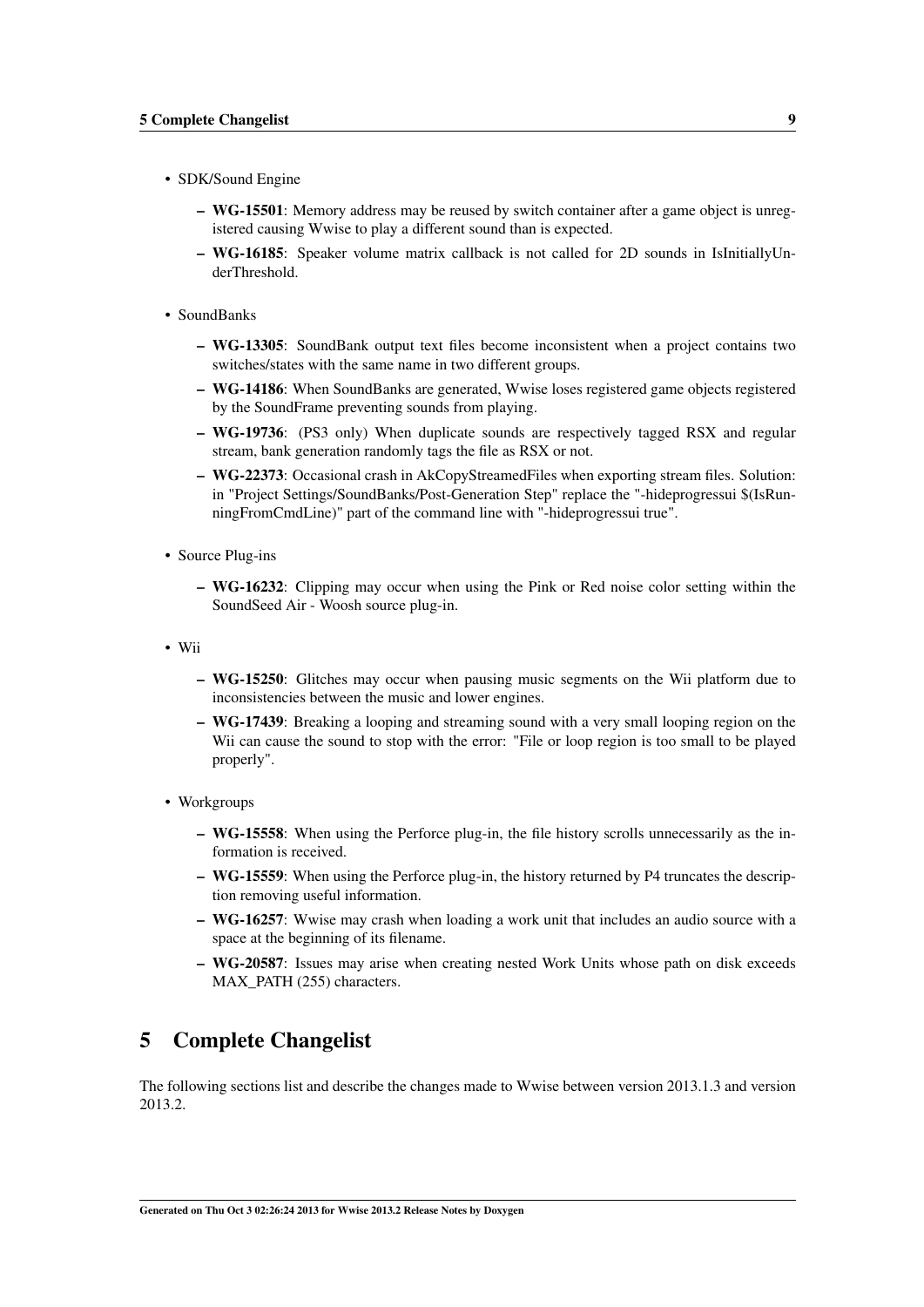- SDK/Sound Engine
  - **WG-15501**: Memory address may be reused by switch container after a game object is unregistered causing Wwise to play a different sound than is expected.
  - **WG-16185**: Speaker volume matrix callback is not called for 2D sounds in IsInitiallyUnderThreshold.
- SoundBanks
  - **WG-13305**: SoundBank output text files become inconsistent when a project contains two switches/states with the same name in two different groups.
  - **WG-14186**: When SoundBanks are generated, Wwise loses registered game objects registered by the SoundFrame preventing sounds from playing.
  - **WG-19736**: (PS3 only) When duplicate sounds are respectively tagged RSX and regular stream, bank generation randomly tags the file as RSX or not.
  - **WG-22373**: Occasional crash in AkCopyStreamedFiles when exporting stream files. Solution: in "Project Settings/SoundBanks/Post-Generation Step" replace the "-hideprogressui $(IsRunningFromCmdLine)" part of the command line with "-hideprogressui true".
- Source Plug-ins
  - **WG-16232**: Clipping may occur when using the Pink or Red noise color setting within the SoundSeed Air - Woosh source plug-in.
- Wii
  - **WG-15250**: Glitches may occur when pausing music segments on the Wii platform due to inconsistencies between the music and lower engines.
  - **WG-17439**: Breaking a looping and streaming sound with a very small looping region on the Wii can cause the sound to stop with the error: "File or loop region is too small to be played properly".
- Workgroups
  - **WG-15558**: When using the Perforce plug-in, the file history scrolls unnecessarily as the information is received.
  - **WG-15559**: When using the Perforce plug-in, the history returned by P4 truncates the description removing useful information.
  - **WG-16257**: Wwise may crash when loading a work unit that includes an audio source with a space at the beginning of its filename.
  - **WG-20587**: Issues may arise when creating nested Work Units whose path on disk exceeds MAX_PATH (255) characters.

# 5 Complete Changelist

The following sections list and describe the changes made to Wwise between version 2013.1.3 and version 2013.2.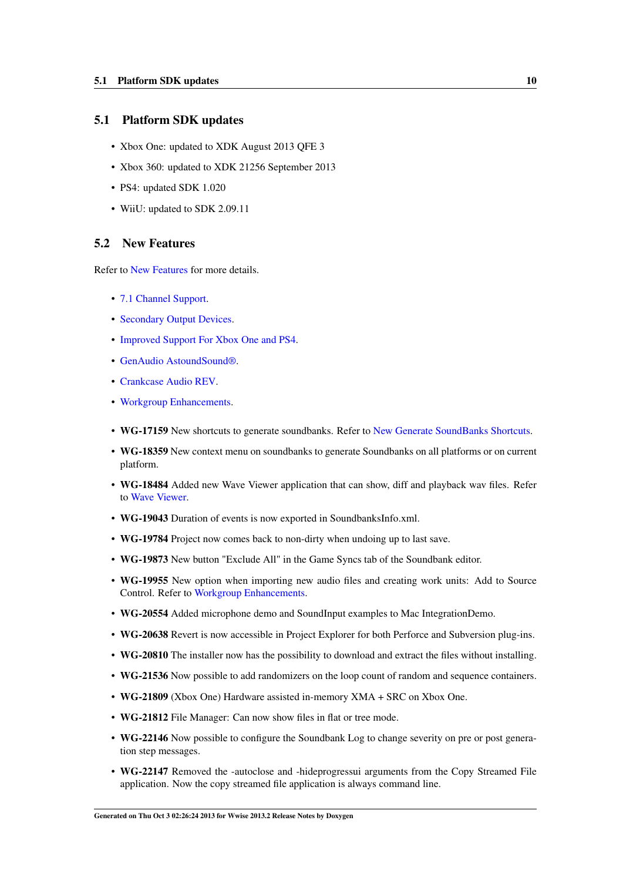## 5.1 Platform SDK updates

- Xbox One: updated to XDK August 2013 QFE 3
- Xbox 360: updated to XDK 21256 September 2013
- PS4: updated SDK 1.020
- WiiU: updated to SDK 2.09.11

## 5.2 New Features

Refer to New Features for more details.

- 7.1 Channel Support.
- Secondary Output Devices.
- Improved Support For Xbox One and PS4.
- GenAudio AstoundSound®.
- Crankcase Audio REV.
- Workgroup Enhancements.

- **WG-17159** New shortcuts to generate soundbanks. Refer to New Generate SoundBanks Shortcuts.
- **WG-18359** New context menu on soundbanks to generate Soundbanks on all platforms or on current platform.
- **WG-18484** Added new Wave Viewer application that can show, diff and playback wav files. Refer to Wave Viewer.
- **WG-19043** Duration of events is now exported in SoundbanksInfo.xml.
- **WG-19784** Project now comes back to non-dirty when undoing up to last save.
- **WG-19873** New button "Exclude All" in the Game Syncs tab of the Soundbank editor.
- **WG-19955** New option when importing new audio files and creating work units: Add to Source Control. Refer to Workgroup Enhancements.
- **WG-20554** Added microphone demo and SoundInput examples to Mac IntegrationDemo.
- **WG-20638** Revert is now accessible in Project Explorer for both Perforce and Subversion plug-ins.
- **WG-20810** The installer now has the possibility to download and extract the files without installing.
- **WG-21536** Now possible to add randomizers on the loop count of random and sequence containers.
- **WG-21809** (Xbox One) Hardware assisted in-memory XMA + SRC on Xbox One.
- **WG-21812** File Manager: Can now show files in flat or tree mode.
- **WG-22146** Now possible to configure the Soundbank Log to change severity on pre or post generation step messages.
- **WG-22147** Removed the -autoclose and -hideprogressui arguments from the Copy Streamed File application. Now the copy streamed file application is always command line.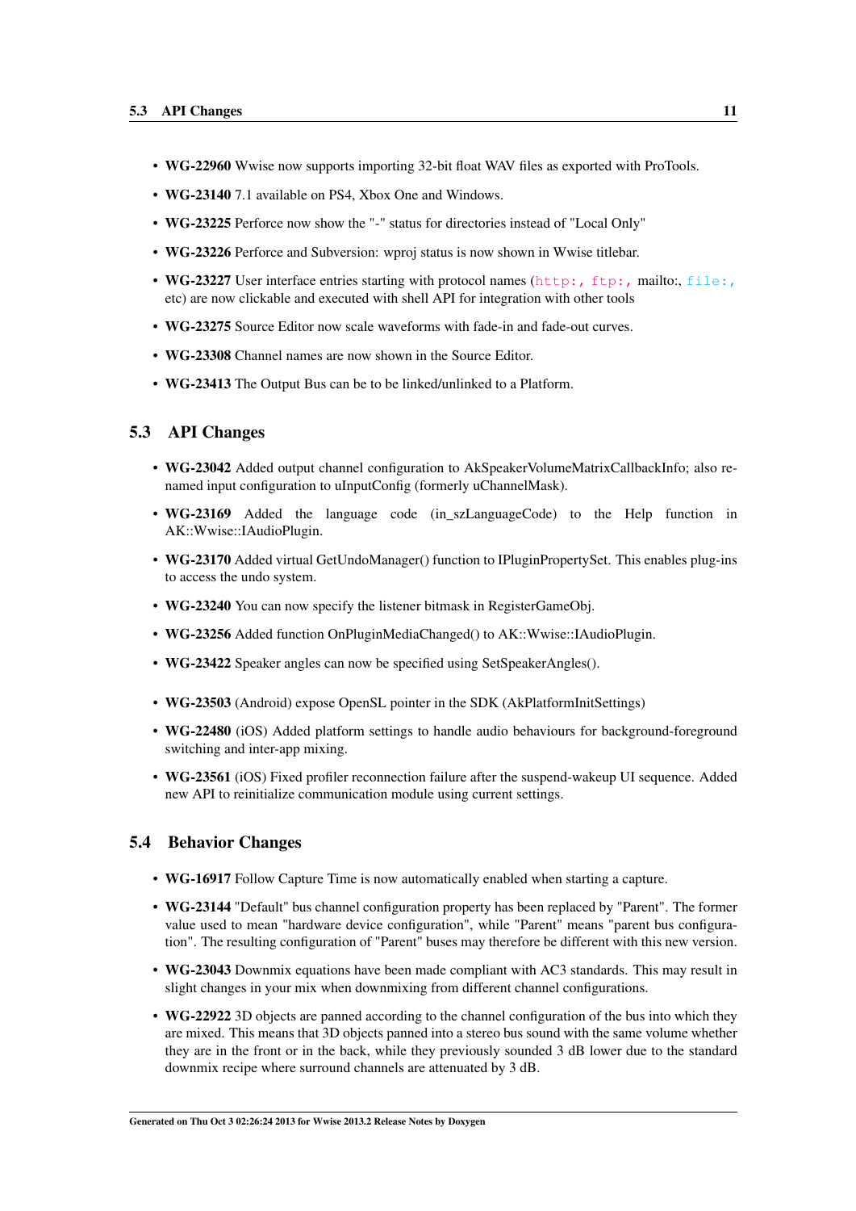- **WG-22960** Wwise now supports importing 32-bit float WAV files as exported with ProTools.
- **WG-23140** 7.1 available on PS4, Xbox One and Windows.
- **WG-23225** Perforce now show the "-" status for directories instead of "Local Only"
- **WG-23226** Perforce and Subversion: wproj status is now shown in Wwise titlebar.
- **WG-23227** User interface entries starting with protocol names (http:, ftp:, mailto:, file:, etc) are now clickable and executed with shell API for integration with other tools
- **WG-23275** Source Editor now scale waveforms with fade-in and fade-out curves.
- **WG-23308** Channel names are now shown in the Source Editor.
- **WG-23413** The Output Bus can be to be linked/unlinked to a Platform.

## 5.3 API Changes

- **WG-23042** Added output channel configuration to AkSpeakerVolumeMatrixCallbackInfo; also renamed input configuration to uInputConfig (formerly uChannelMask).
- **WG-23169** Added the language code (in_szLanguageCode) to the Help function in AK::Wwise::IAudioPlugin.
- **WG-23170** Added virtual GetUndoManager() function to IPluginPropertySet. This enables plug-ins to access the undo system.
- **WG-23240** You can now specify the listener bitmask in RegisterGameObj.
- **WG-23256** Added function OnPluginMediaChanged() to AK::Wwise::IAudioPlugin.
- **WG-23422** Speaker angles can now be specified using SetSpeakerAngles().
- **WG-23503** (Android) expose OpenSL pointer in the SDK (AkPlatformInitSettings)
- **WG-22480** (iOS) Added platform settings to handle audio behaviours for background-foreground switching and inter-app mixing.
- **WG-23561** (iOS) Fixed profiler reconnection failure after the suspend-wakeup UI sequence. Added new API to reinitialize communication module using current settings.

## 5.4 Behavior Changes

- **WG-16917** Follow Capture Time is now automatically enabled when starting a capture.
- **WG-23144** "Default" bus channel configuration property has been replaced by "Parent". The former value used to mean "hardware device configuration", while "Parent" means "parent bus configuration". The resulting configuration of "Parent" buses may therefore be different with this new version.
- **WG-23043** Downmix equations have been made compliant with AC3 standards. This may result in slight changes in your mix when downmixing from different channel configurations.
- **WG-22922** 3D objects are panned according to the channel configuration of the bus into which they are mixed. This means that 3D objects panned into a stereo bus sound with the same volume whether they are in the front or in the back, while they previously sounded 3 dB lower due to the standard downmix recipe where surround channels are attenuated by 3 dB.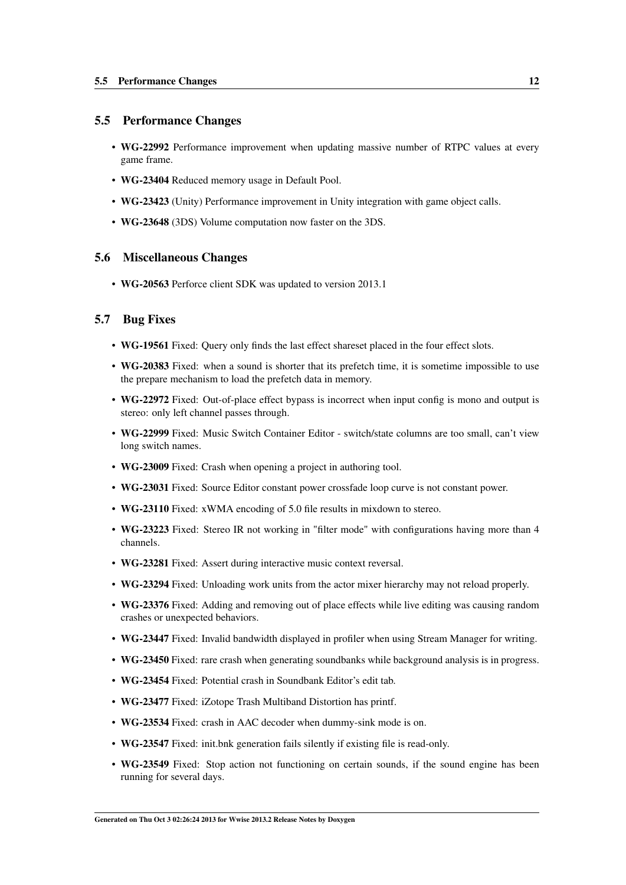## 5.5 Performance Changes

- **WG-22992** Performance improvement when updating massive number of RTPC values at every game frame.
- **WG-23404** Reduced memory usage in Default Pool.
- **WG-23423** (Unity) Performance improvement in Unity integration with game object calls.
- **WG-23648** (3DS) Volume computation now faster on the 3DS.

## 5.6 Miscellaneous Changes

- **WG-20563** Perforce client SDK was updated to version 2013.1

## 5.7 Bug Fixes

- **WG-19561** Fixed: Query only finds the last effect shareset placed in the four effect slots.
- **WG-20383** Fixed: when a sound is shorter that its prefetch time, it is sometime impossible to use the prepare mechanism to load the prefetch data in memory.
- **WG-22972** Fixed: Out-of-place effect bypass is incorrect when input config is mono and output is stereo: only left channel passes through.
- **WG-22999** Fixed: Music Switch Container Editor - switch/state columns are too small, can't view long switch names.
- **WG-23009** Fixed: Crash when opening a project in authoring tool.
- **WG-23031** Fixed: Source Editor constant power crossfade loop curve is not constant power.
- **WG-23110** Fixed: xWMA encoding of 5.0 file results in mixdown to stereo.
- **WG-23223** Fixed: Stereo IR not working in "filter mode" with configurations having more than 4 channels.
- **WG-23281** Fixed: Assert during interactive music context reversal.
- **WG-23294** Fixed: Unloading work units from the actor mixer hierarchy may not reload properly.
- **WG-23376** Fixed: Adding and removing out of place effects while live editing was causing random crashes or unexpected behaviors.
- **WG-23447** Fixed: Invalid bandwidth displayed in profiler when using Stream Manager for writing.
- **WG-23450** Fixed: rare crash when generating soundbanks while background analysis is in progress.
- **WG-23454** Fixed: Potential crash in Soundbank Editor's edit tab.
- **WG-23477** Fixed: iZotope Trash Multiband Distortion has printf.
- **WG-23534** Fixed: crash in AAC decoder when dummy-sink mode is on.
- **WG-23547** Fixed: init.bnk generation fails silently if existing file is read-only.
- **WG-23549** Fixed: Stop action not functioning on certain sounds, if the sound engine has been running for several days.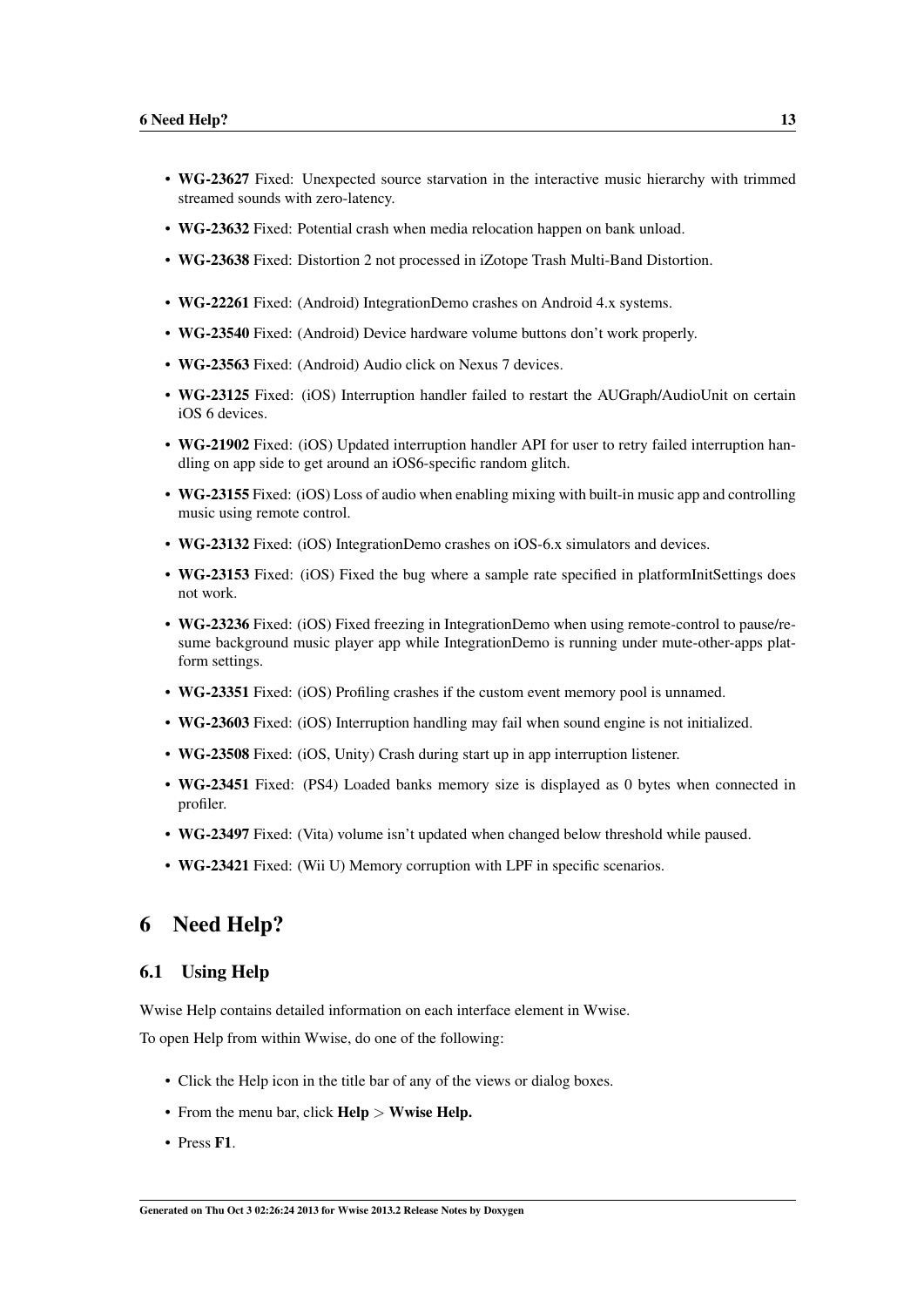- **WG-23627** Fixed: Unexpected source starvation in the interactive music hierarchy with trimmed streamed sounds with zero-latency.
- **WG-23632** Fixed: Potential crash when media relocation happen on bank unload.
- **WG-23638** Fixed: Distortion 2 not processed in iZotope Trash Multi-Band Distortion.

- **WG-22261** Fixed: (Android) IntegrationDemo crashes on Android 4.x systems.
- **WG-23540** Fixed: (Android) Device hardware volume buttons don't work properly.
- **WG-23563** Fixed: (Android) Audio click on Nexus 7 devices.
- **WG-23125** Fixed: (iOS) Interruption handler failed to restart the AUGraph/AudioUnit on certain iOS 6 devices.
- **WG-21902** Fixed: (iOS) Updated interruption handler API for user to retry failed interruption handling on app side to get around an iOS6-specific random glitch.
- **WG-23155** Fixed: (iOS) Loss of audio when enabling mixing with built-in music app and controlling music using remote control.
- **WG-23132** Fixed: (iOS) IntegrationDemo crashes on iOS-6.x simulators and devices.
- **WG-23153** Fixed: (iOS) Fixed the bug where a sample rate specified in platformInitSettings does not work.
- **WG-23236** Fixed: (iOS) Fixed freezing in IntegrationDemo when using remote-control to pause/resume background music player app while IntegrationDemo is running under mute-other-apps platform settings.
- **WG-23351** Fixed: (iOS) Profiling crashes if the custom event memory pool is unnamed.
- **WG-23603** Fixed: (iOS) Interruption handling may fail when sound engine is not initialized.
- **WG-23508** Fixed: (iOS, Unity) Crash during start up in app interruption listener.
- **WG-23451** Fixed: (PS4) Loaded banks memory size is displayed as 0 bytes when connected in profiler.
- **WG-23497** Fixed: (Vita) volume isn't updated when changed below threshold while paused.
- **WG-23421** Fixed: (Wii U) Memory corruption with LPF in specific scenarios.

# 6 Need Help?

## 6.1 Using Help

Wwise Help contains detailed information on each interface element in Wwise.

To open Help from within Wwise, do one of the following:

- Click the Help icon in the title bar of any of the views or dialog boxes.
- From the menu bar, click **Help** > **Wwise Help.**
- Press **F1**.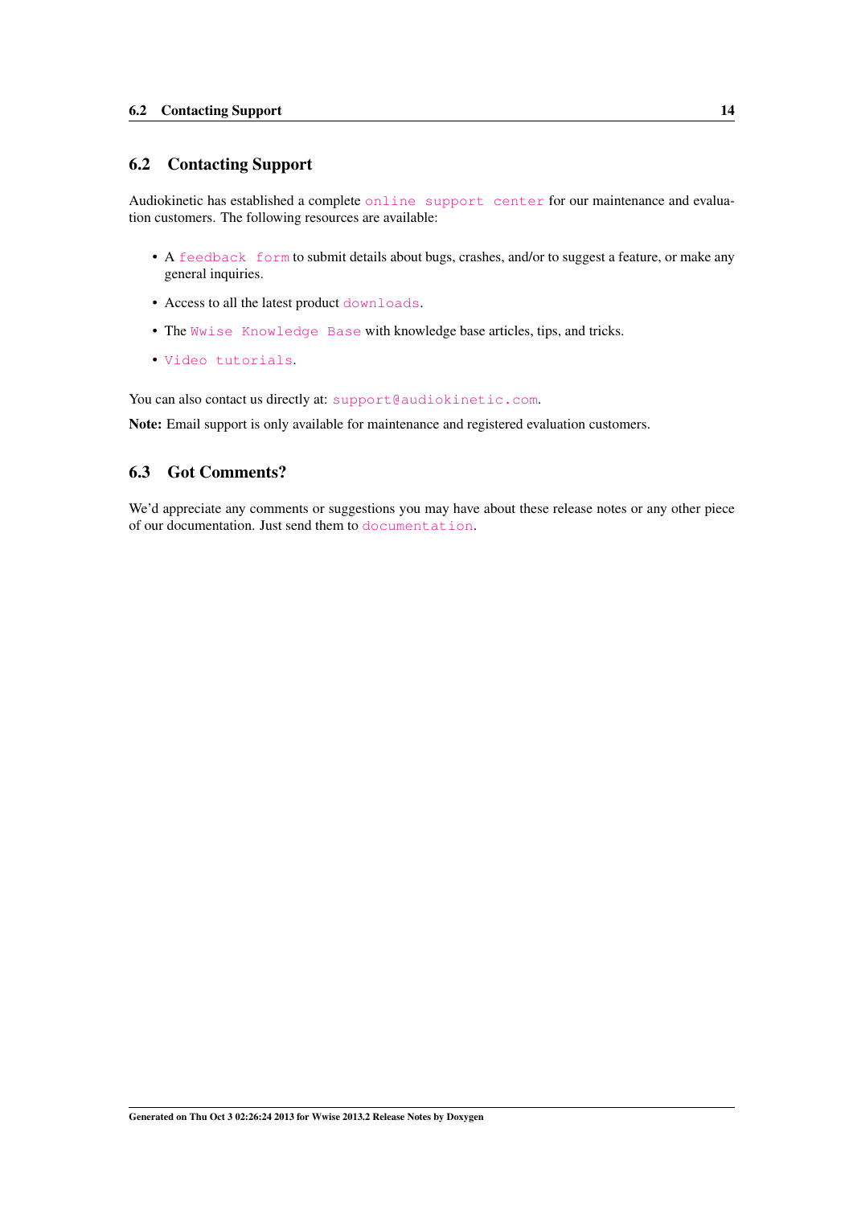## 6.2 Contacting Support

Audiokinetic has established a complete online support center for our maintenance and evaluation customers. The following resources are available:

- A feedback form to submit details about bugs, crashes, and/or to suggest a feature, or make any general inquiries.
- Access to all the latest product downloads.
- The Wwise Knowledge Base with knowledge base articles, tips, and tricks.
- Video tutorials.

You can also contact us directly at: support@audiokinetic.com.

**Note:** Email support is only available for maintenance and registered evaluation customers.

## 6.3 Got Comments?

We'd appreciate any comments or suggestions you may have about these release notes or any other piece of our documentation. Just send them to documentation.

**Generated on Thu Oct 3 02:26:24 2013 for Wwise 2013.2 Release Notes by Doxygen**